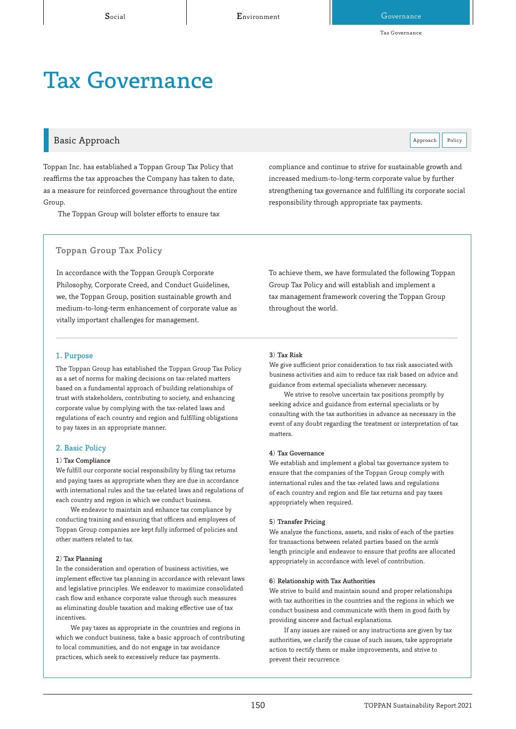# Tax Governance

## Basic Approach

Toppan Inc. has established a Toppan Group Tax Policy that reaffirms the tax approaches the Company has taken to date, as a measure for reinforced governance throughout the entire Group.

The Toppan Group will bolster efforts to ensure tax compliance and continue to strive for sustainable growth and increased medium-to-long-term corporate value by further strengthening tax governance and fulfilling its corporate social responsibility through appropriate tax payments.

### Toppan Group Tax Policy

In accordance with the Toppan Group's Corporate Philosophy, Corporate Creed, and Conduct Guidelines, we, the Toppan Group, position sustainable growth and medium-to-long-term enhancement of corporate value as vitally important challenges for management.

To achieve them, we have formulated the following Toppan Group Tax Policy and will establish and implement a tax management framework covering the Toppan Group throughout the world.

#### 1. Purpose

The Toppan Group has established the Toppan Group Tax Policy as a set of norms for making decisions on tax-related matters based on a fundamental approach of building relationships of trust with stakeholders, contributing to society, and enhancing corporate value by complying with the tax-related laws and regulations of each country and region and fulfilling obligations to pay taxes in an appropriate manner.

#### 2. Basic Policy

**1) Tax Compliance**

We fulfill our corporate social responsibility by filing tax returns and paying taxes as appropriate when they are due in accordance with international rules and the tax-related laws and regulations of each country and region in which we conduct business.

We endeavor to maintain and enhance tax compliance by conducting training and ensuring that officers and employees of Toppan Group companies are kept fully informed of policies and other matters related to tax.

**2) Tax Planning**

In the consideration and operation of business activities, we implement effective tax planning in accordance with relevant laws and legislative principles. We endeavor to maximize consolidated cash flow and enhance corporate value through such measures as eliminating double taxation and making effective use of tax incentives.

We pay taxes as appropriate in the countries and regions in which we conduct business, take a basic approach of contributing to local communities, and do not engage in tax avoidance practices, which seek to excessively reduce tax payments.

**3) Tax Risk**

We give sufficient prior consideration to tax risk associated with business activities and aim to reduce tax risk based on advice and guidance from external specialists whenever necessary.

We strive to resolve uncertain tax positions promptly by seeking advice and guidance from external specialists or by consulting with the tax authorities in advance as necessary in the event of any doubt regarding the treatment or interpretation of tax matters.

**4) Tax Governance**

We establish and implement a global tax governance system to ensure that the companies of the Toppan Group comply with international rules and the tax-related laws and regulations of each country and region and file tax returns and pay taxes appropriately when required.

**5) Transfer Pricing**

We analyze the functions, assets, and risks of each of the parties for transactions between related parties based on the arm's length principle and endeavor to ensure that profits are allocated appropriately in accordance with level of contribution.

**6) Relationship with Tax Authorities**

We strive to build and maintain sound and proper relationships with tax authorities in the countries and the regions in which we conduct business and communicate with them in good faith by providing sincere and factual explanations.

If any issues are raised or any instructions are given by tax authorities, we clarify the cause of such issues, take appropriate action to rectify them or make improvements, and strive to prevent their recurrence.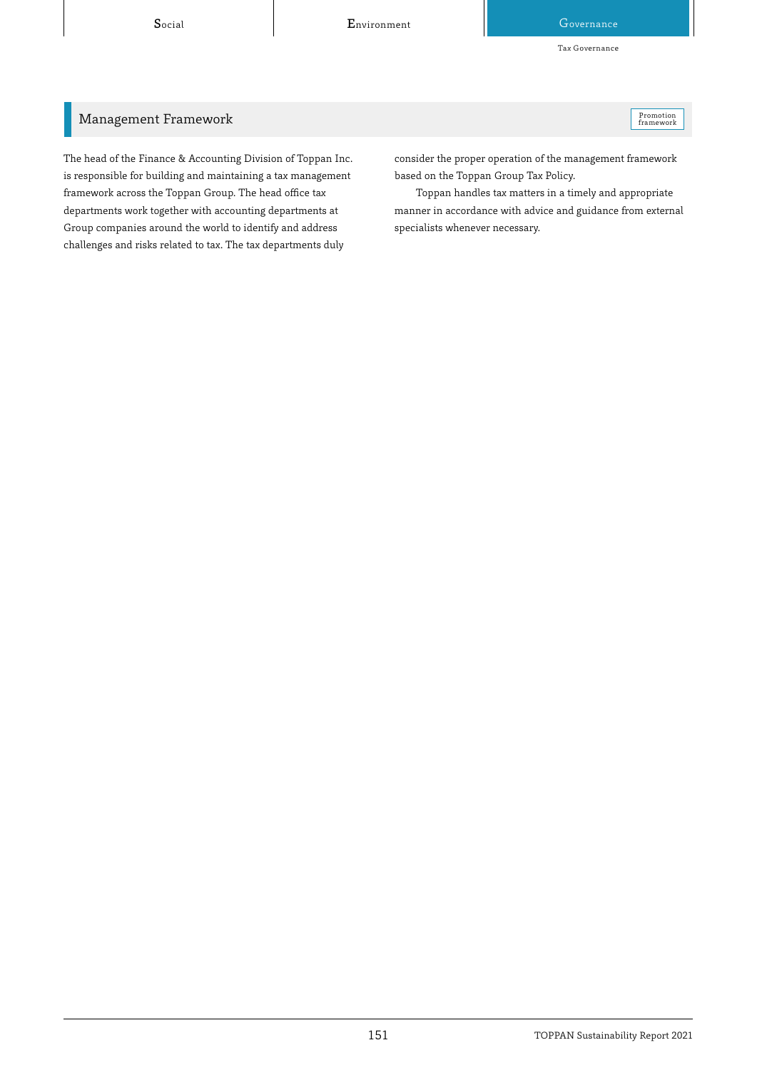## Management Framework

Promotion framework

The head of the Finance & Accounting Division of Toppan Inc. is responsible for building and maintaining a tax management framework across the Toppan Group. The head office tax departments work together with accounting departments at Group companies around the world to identify and address challenges and risks related to tax. The tax departments duly consider the proper operation of the management framework based on the Toppan Group Tax Policy.

Toppan handles tax matters in a timely and appropriate manner in accordance with advice and guidance from external specialists whenever necessary.